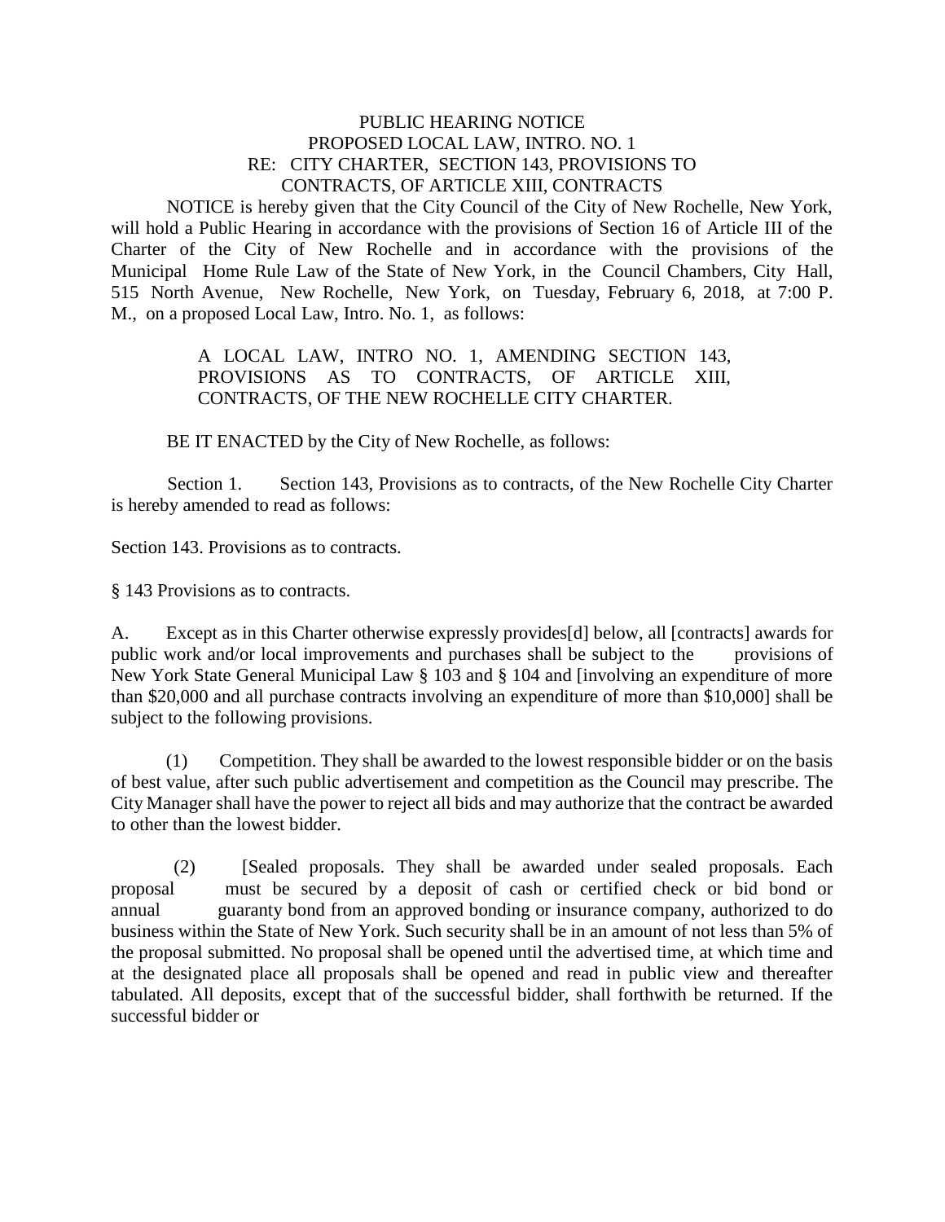PUBLIC HEARING NOTICE
PROPOSED LOCAL LAW, INTRO. NO. 1
RE: CITY CHARTER, SECTION 143, PROVISIONS TO
CONTRACTS, OF ARTICLE XIII, CONTRACTS

NOTICE is hereby given that the City Council of the City of New Rochelle, New York, will hold a Public Hearing in accordance with the provisions of Section 16 of Article III of the Charter of the City of New Rochelle and in accordance with the provisions of the Municipal Home Rule Law of the State of New York, in the Council Chambers, City Hall, 515 North Avenue, New Rochelle, New York, on Tuesday, February 6, 2018, at 7:00 P. M., on a proposed Local Law, Intro. No. 1, as follows:

> A LOCAL LAW, INTRO NO. 1, AMENDING SECTION 143, PROVISIONS AS TO CONTRACTS, OF ARTICLE XIII, CONTRACTS, OF THE NEW ROCHELLE CITY CHARTER.

BE IT ENACTED by the City of New Rochelle, as follows:

Section 1. Section 143, Provisions as to contracts, of the New Rochelle City Charter is hereby amended to read as follows:

Section 143. Provisions as to contracts.

§ 143 Provisions as to contracts.

A. Except as in this Charter otherwise expressly provides[d] below, all [contracts] awards for public work and/or local improvements and purchases shall be subject to the provisions of New York State General Municipal Law § 103 and § 104 and [involving an expenditure of more than $20,000 and all purchase contracts involving an expenditure of more than $10,000] shall be subject to the following provisions.

(1) Competition. They shall be awarded to the lowest responsible bidder or on the basis of best value, after such public advertisement and competition as the Council may prescribe. The City Manager shall have the power to reject all bids and may authorize that the contract be awarded to other than the lowest bidder.

(2) [Sealed proposals. They shall be awarded under sealed proposals. Each proposal must be secured by a deposit of cash or certified check or bid bond or annual guaranty bond from an approved bonding or insurance company, authorized to do business within the State of New York. Such security shall be in an amount of not less than 5% of the proposal submitted. No proposal shall be opened until the advertised time, at which time and at the designated place all proposals shall be opened and read in public view and thereafter tabulated. All deposits, except that of the successful bidder, shall forthwith be returned. If the successful bidder or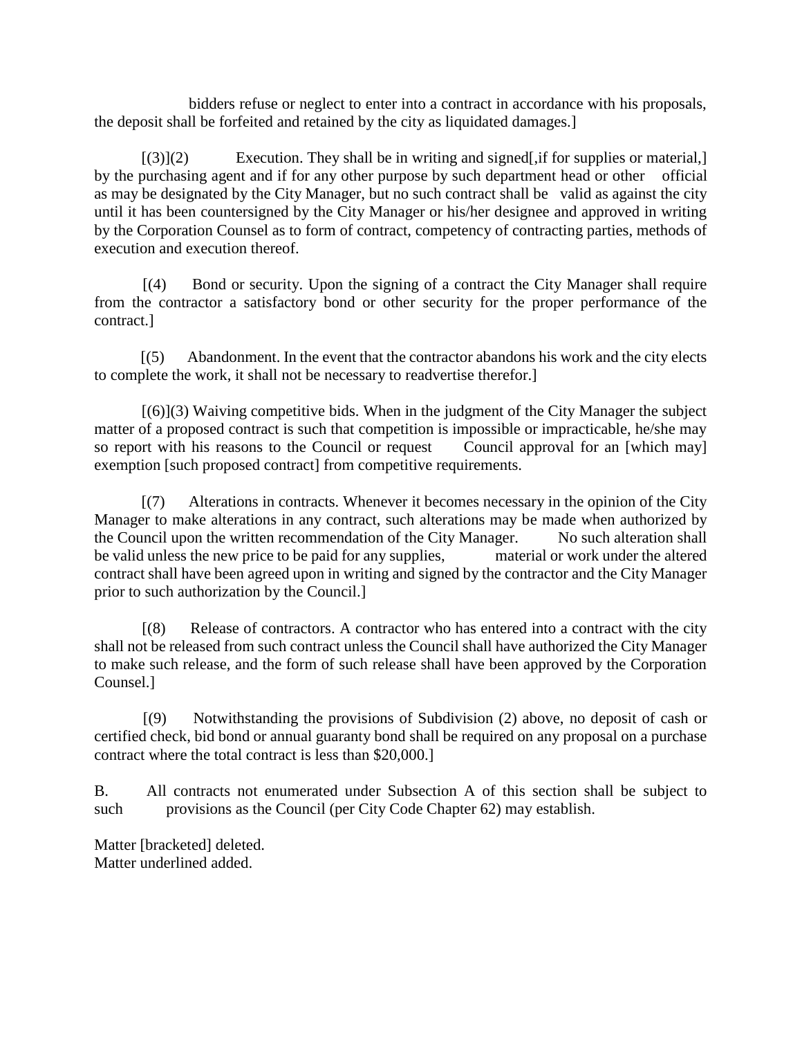bidders refuse or neglect to enter into a contract in accordance with his proposals, the deposit shall be forfeited and retained by the city as liquidated damages.]

[(3)](2) Execution. They shall be in writing and signed[,if for supplies or material,] by the purchasing agent and if for any other purpose by such department head or other official as may be designated by the City Manager, but no such contract shall be valid as against the city until it has been countersigned by the City Manager or his/her designee and approved in writing by the Corporation Counsel as to form of contract, competency of contracting parties, methods of execution and execution thereof.

[(4) Bond or security. Upon the signing of a contract the City Manager shall require from the contractor a satisfactory bond or other security for the proper performance of the contract.]

[(5) Abandonment. In the event that the contractor abandons his work and the city elects to complete the work, it shall not be necessary to readvertise therefor.]

[(6)](3) Waiving competitive bids. When in the judgment of the City Manager the subject matter of a proposed contract is such that competition is impossible or impracticable, he/she may so report with his reasons to the Council or request Council approval for an [which may] exemption [such proposed contract] from competitive requirements.

[(7) Alterations in contracts. Whenever it becomes necessary in the opinion of the City Manager to make alterations in any contract, such alterations may be made when authorized by the Council upon the written recommendation of the City Manager. No such alteration shall be valid unless the new price to be paid for any supplies, material or work under the altered contract shall have been agreed upon in writing and signed by the contractor and the City Manager prior to such authorization by the Council.]

[(8) Release of contractors. A contractor who has entered into a contract with the city shall not be released from such contract unless the Council shall have authorized the City Manager to make such release, and the form of such release shall have been approved by the Corporation Counsel.]

[(9) Notwithstanding the provisions of Subdivision (2) above, no deposit of cash or certified check, bid bond or annual guaranty bond shall be required on any proposal on a purchase contract where the total contract is less than $20,000.]

B. All contracts not enumerated under Subsection A of this section shall be subject to such provisions as the Council (per City Code Chapter 62) may establish.

Matter [bracketed] deleted.
Matter underlined added.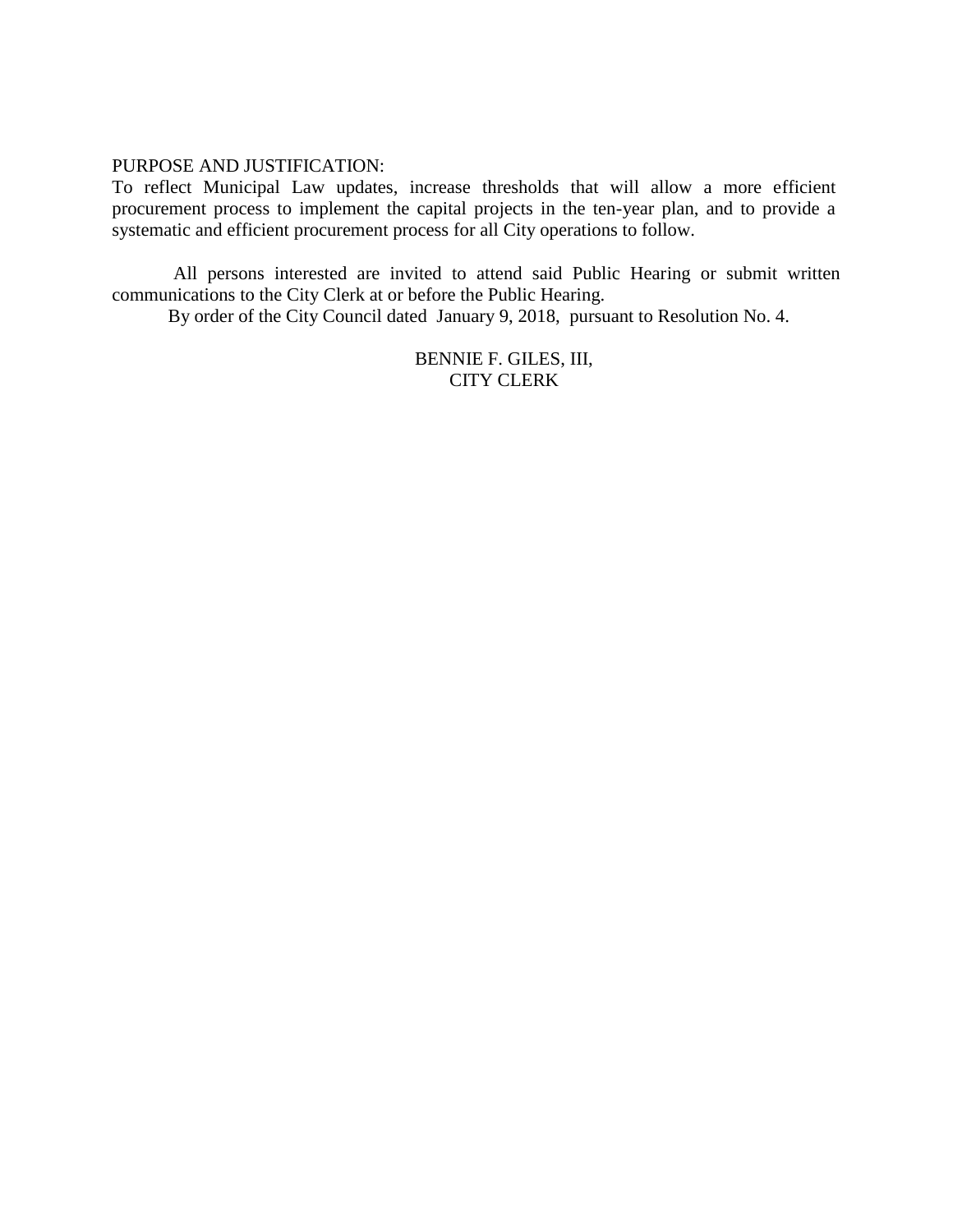PURPOSE AND JUSTIFICATION:
To reflect Municipal Law updates, increase thresholds that will allow a more efficient procurement process to implement the capital projects in the ten-year plan, and to provide a systematic and efficient procurement process for all City operations to follow.

All persons interested are invited to attend said Public Hearing or submit written communications to the City Clerk at or before the Public Hearing.

By order of the City Council dated January 9, 2018, pursuant to Resolution No. 4.

BENNIE F. GILES, III,
CITY CLERK